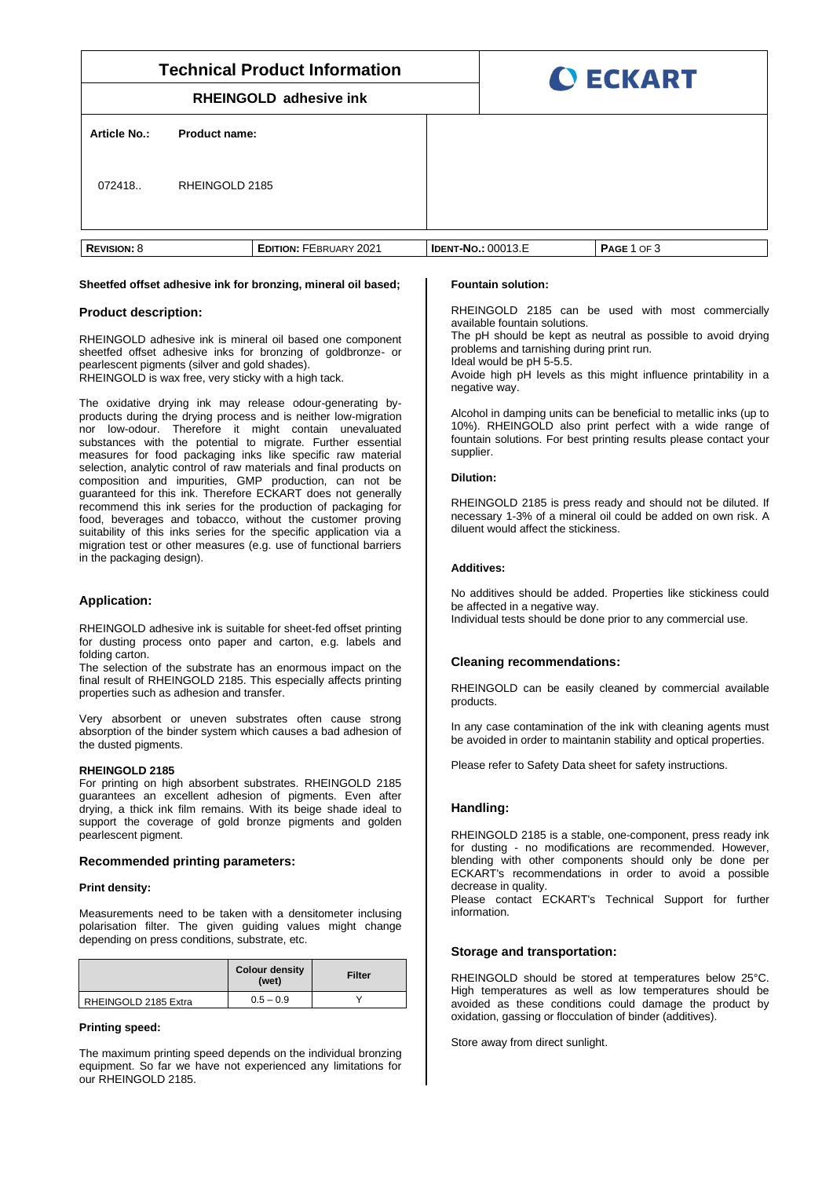# Technical Product Information

## RHEINGOLD adhesive ink

ECKART

| Article No.: | Product name: |
|---|---|
| 072418.. | RHEINGOLD 2185 |

| REVISION: 8 | EDITION: FEBRUARY 2021 | IDENT-NO.: 00013.E |
|---|---|---|

**Sheetfed offset adhesive ink for bronzing, mineral oil based;**

### Product description:

RHEINGOLD adhesive ink is mineral oil based one component sheetfed offset adhesive inks for bronzing of goldbronze- or pearlescent pigments (silver and gold shades).
RHEINGOLD is wax free, very sticky with a high tack.

The oxidative drying ink may release odour-generating by-products during the drying process and is neither low-migration nor low-odour. Therefore it might contain unevaluated substances with the potential to migrate. Further essential measures for food packaging inks like specific raw material selection, analytic control of raw materials and final products on composition and impurities, GMP production, can not be guaranteed for this ink. Therefore ECKART does not generally recommend this ink series for the production of packaging for food, beverages and tobacco, without the customer proving suitability of this inks series for the specific application via a migration test or other measures (e.g. use of functional barriers in the packaging design).

### Application:

RHEINGOLD adhesive ink is suitable for sheet-fed offset printing for dusting process onto paper and carton, e.g. labels and folding carton.
The selection of the substrate has an enormous impact on the final result of RHEINGOLD 2185. This especially affects printing properties such as adhesion and transfer.

Very absorbent or uneven substrates often cause strong absorption of the binder system which causes a bad adhesion of the dusted pigments.

**RHEINGOLD 2185**
For printing on high absorbent substrates. RHEINGOLD 2185 guarantees an excellent adhesion of pigments. Even after drying, a thick ink film remains. With its beige shade ideal to support the coverage of gold bronze pigments and golden pearlescent pigment.

### Recommended printing parameters:

**Print density:**

Measurements need to be taken with a densitometer including polarisation filter. The given guiding values might change depending on press conditions, substrate, etc.

| | Colour density (wet) | Filter |
|---|---|---|
| RHEINGOLD 2185 Extra | 0.5 – 0.9 | Y |

**Printing speed:**

The maximum printing speed depends on the individual bronzing equipment. So far we have not experienced any limitations for our RHEINGOLD 2185.

**Fountain solution:**

RHEINGOLD 2185 can be used with most commercially available fountain solutions.
The pH should be kept as neutral as possible to avoid drying problems and tarnishing during print run.
Ideal would be pH 5-5.5.
Avoide high pH levels as this might influence printability in a negative way.

Alcohol in damping units can be beneficial to metallic inks (up to 10%). RHEINGOLD also print perfect with a wide range of fountain solutions. For best printing results please contact your supplier.

**Dilution:**

RHEINGOLD 2185 is press ready and should not be diluted. If necessary 1-3% of a mineral oil could be added on own risk. A diluent would affect the stickiness.

**Additives:**

No additives should be added. Properties like stickiness could be affected in a negative way.
Individual tests should be done prior to any commercial use.

### Cleaning recommendations:

RHEINGOLD can be easily cleaned by commercial available products.

In any case contamination of the ink with cleaning agents must be avoided in order to maintanin stability and optical properties.

Please refer to Safety Data sheet for safety instructions.

### Handling:

RHEINGOLD 2185 is a stable, one-component, press ready ink for dusting - no modifications are recommended. However, blending with other components should only be done per ECKART's recommendations in order to avoid a possible decrease in quality.
Please contact ECKART's Technical Support for further information.

### Storage and transportation:

RHEINGOLD should be stored at temperatures below 25°C. High temperatures as well as low temperatures should be avoided as these conditions could damage the product by oxidation, gassing or flocculation of binder (additives).

Store away from direct sunlight.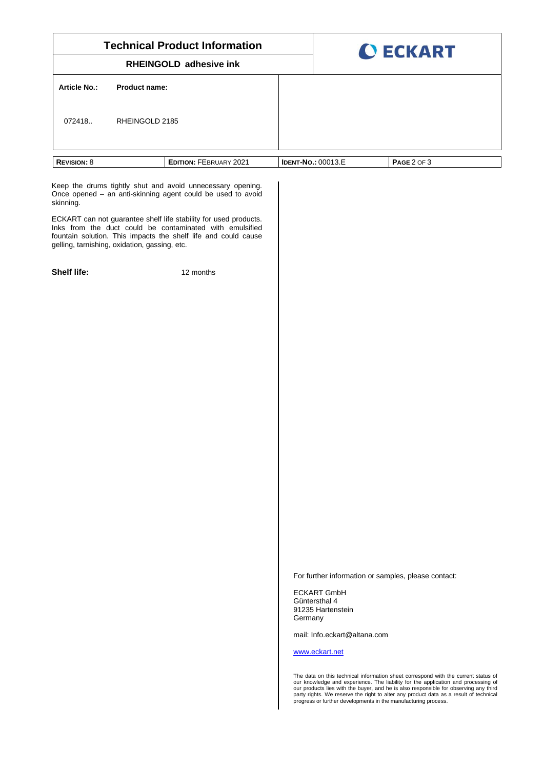# Technical Product Information

## RHEINGOLD adhesive ink

| Article No.: | Product name: |
| --- | --- |
| 072418.. | RHEINGOLD 2185 |

| **REVISION:** 8 | **EDITION:** FEBRUARY 2021 | **IDENT-NO.:** 00013.E |
| --- | --- | --- |

Keep the drums tightly shut and avoid unnecessary opening. Once opened – an anti-skinning agent could be used to avoid skinning.

ECKART can not guarantee shelf life stability for used products. Inks from the duct could be contaminated with emulsified fountain solution. This impacts the shelf life and could cause gelling, tarnishing, oxidation, gassing, etc.

**Shelf life:** 12 months

For further information or samples, please contact:

ECKART GmbH
Güntersthal 4
91235 Hartenstein
Germany

mail: Info.eckart@altana.com

www.eckart.net

The data on this technical information sheet correspond with the current status of our knowledge and experience. The liability for the application and processing of our products lies with the buyer, and he is also responsible for observing any third party rights. We reserve the right to alter any product data as a result of technical progress or further developments in the manufacturing process.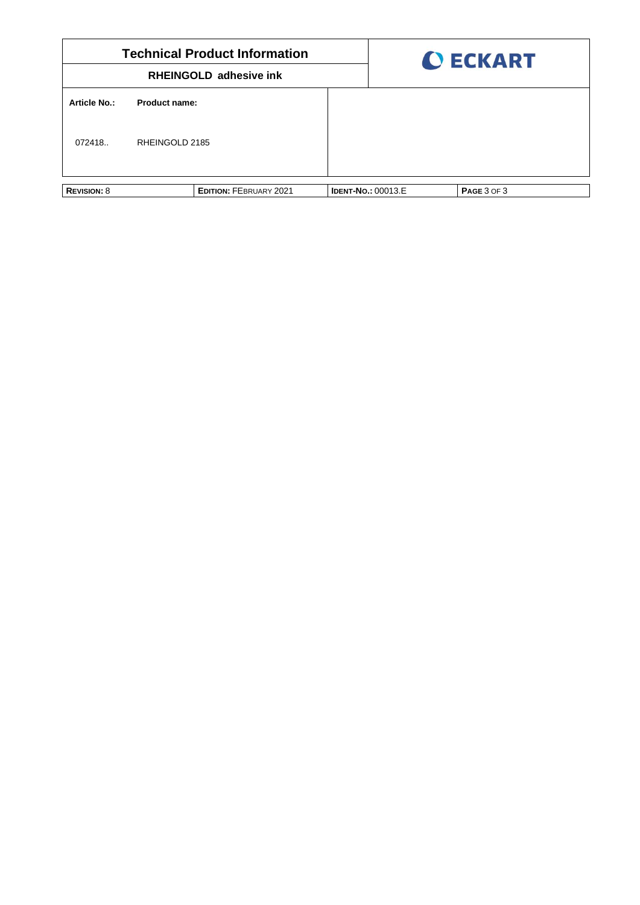| Article No.: | Product name: |
| --- | --- |
| 072418.. | RHEINGOLD 2185 |